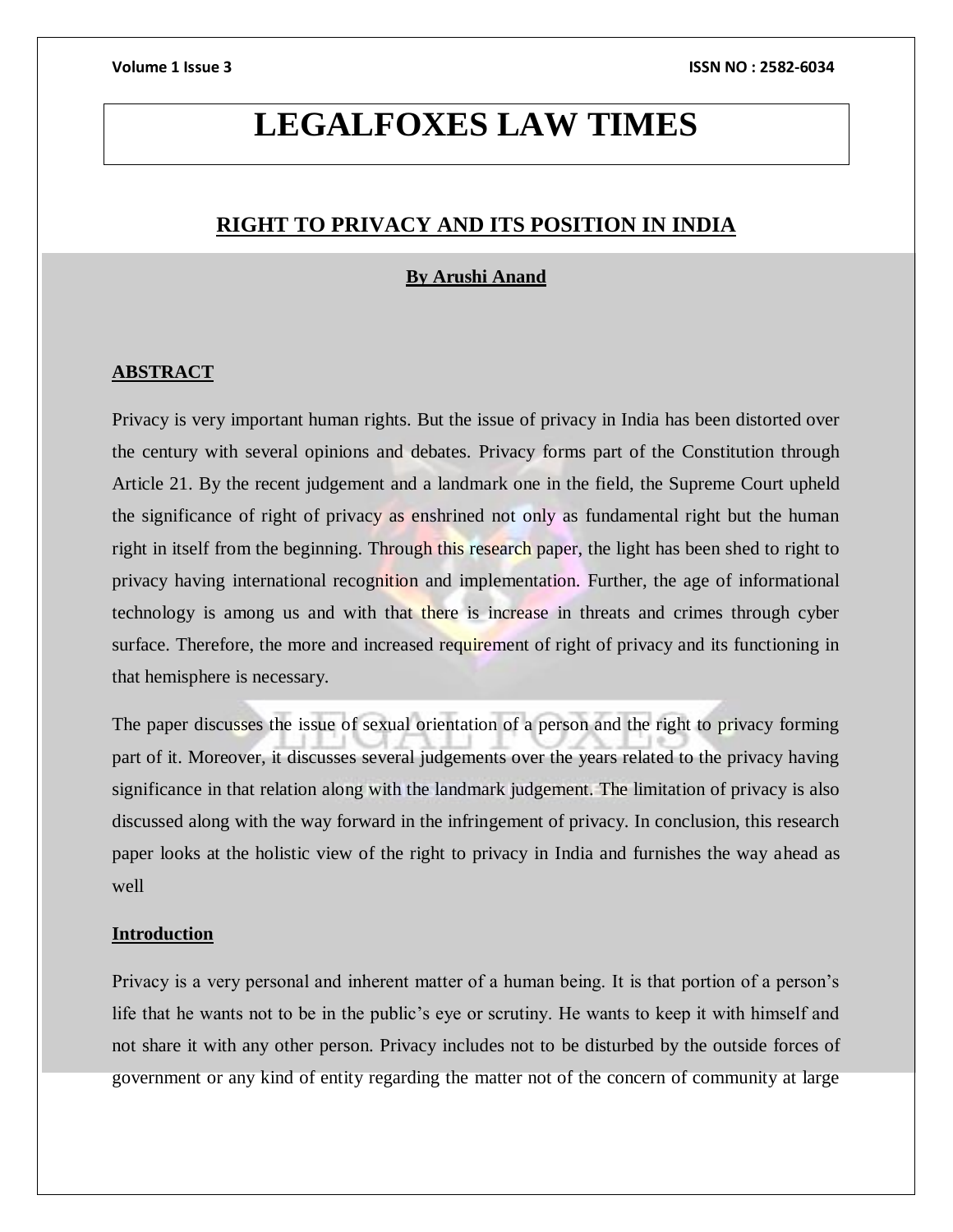# LEGALFOXES LAW TIMES

## RIGHT TO PRIVACY AND ITS POSITION IN INDIA

**By Arushi Anand**

### ABSTRACT

Privacy is very important human rights. But the issue of privacy in India has been distorted over the century with several opinions and debates. Privacy forms part of the Constitution through Article 21. By the recent judgement and a landmark one in the field, the Supreme Court upheld the significance of right of privacy as enshrined not only as fundamental right but the human right in itself from the beginning. Through this research paper, the light has been shed to right to privacy having international recognition and implementation. Further, the age of informational technology is among us and with that there is increase in threats and crimes through cyber surface. Therefore, the more and increased requirement of right of privacy and its functioning in that hemisphere is necessary.

The paper discusses the issue of sexual orientation of a person and the right to privacy forming part of it. Moreover, it discusses several judgements over the years related to the privacy having significance in that relation along with the landmark judgement. The limitation of privacy is also discussed along with the way forward in the infringement of privacy. In conclusion, this research paper looks at the holistic view of the right to privacy in India and furnishes the way ahead as well

### Introduction

Privacy is a very personal and inherent matter of a human being. It is that portion of a person's life that he wants not to be in the public's eye or scrutiny. He wants to keep it with himself and not share it with any other person. Privacy includes not to be disturbed by the outside forces of government or any kind of entity regarding the matter not of the concern of community at large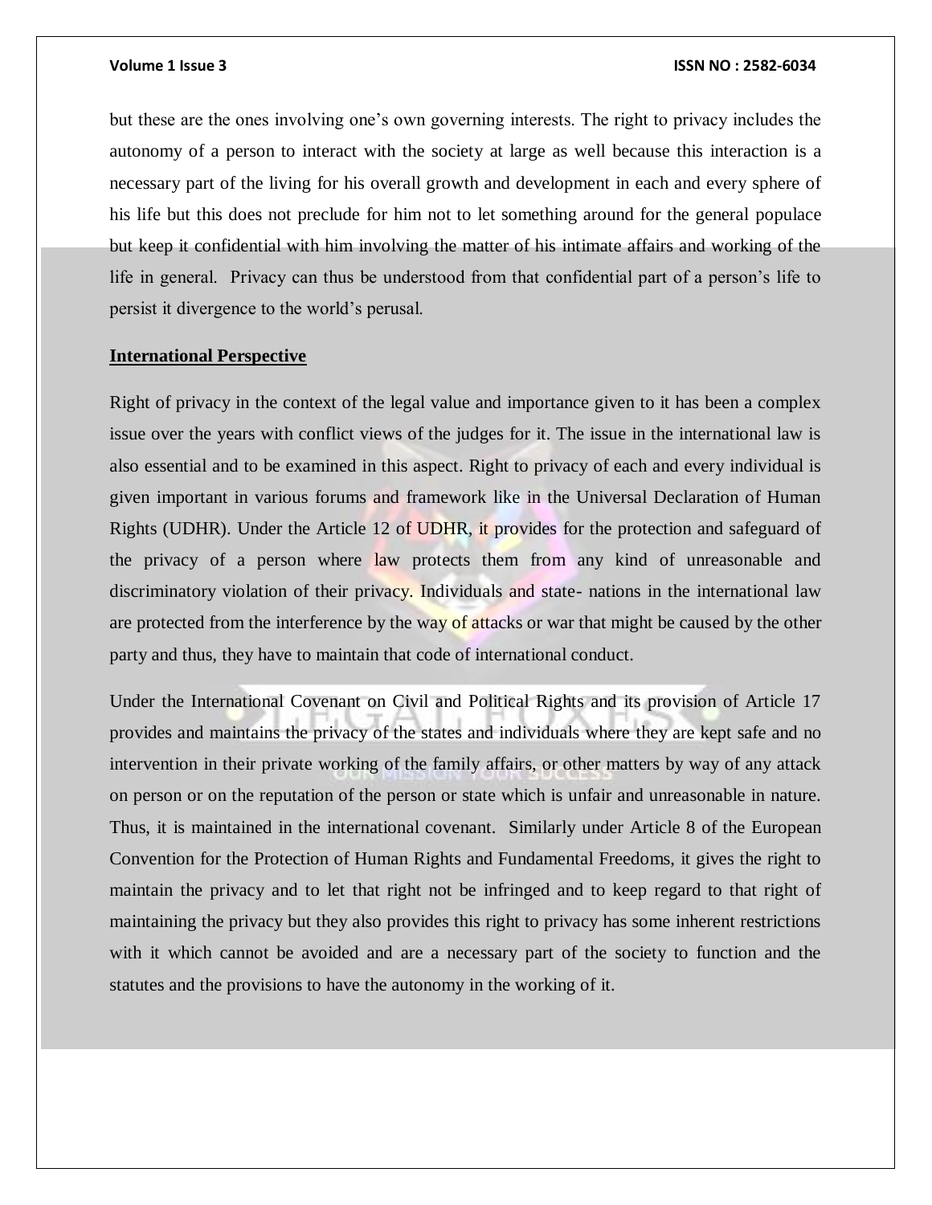but these are the ones involving one's own governing interests. The right to privacy includes the autonomy of a person to interact with the society at large as well because this interaction is a necessary part of the living for his overall growth and development in each and every sphere of his life but this does not preclude for him not to let something around for the general populace but keep it confidential with him involving the matter of his intimate affairs and working of the life in general. Privacy can thus be understood from that confidential part of a person's life to persist it divergence to the world's perusal.

## International Perspective

Right of privacy in the context of the legal value and importance given to it has been a complex issue over the years with conflict views of the judges for it. The issue in the international law is also essential and to be examined in this aspect. Right to privacy of each and every individual is given important in various forums and framework like in the Universal Declaration of Human Rights (UDHR). Under the Article 12 of UDHR, it provides for the protection and safeguard of the privacy of a person where law protects them from any kind of unreasonable and discriminatory violation of their privacy. Individuals and state- nations in the international law are protected from the interference by the way of attacks or war that might be caused by the other party and thus, they have to maintain that code of international conduct.

Under the International Covenant on Civil and Political Rights and its provision of Article 17 provides and maintains the privacy of the states and individuals where they are kept safe and no intervention in their private working of the family affairs, or other matters by way of any attack on person or on the reputation of the person or state which is unfair and unreasonable in nature. Thus, it is maintained in the international covenant. Similarly under Article 8 of the European Convention for the Protection of Human Rights and Fundamental Freedoms, it gives the right to maintain the privacy and to let that right not be infringed and to keep regard to that right of maintaining the privacy but they also provides this right to privacy has some inherent restrictions with it which cannot be avoided and are a necessary part of the society to function and the statutes and the provisions to have the autonomy in the working of it.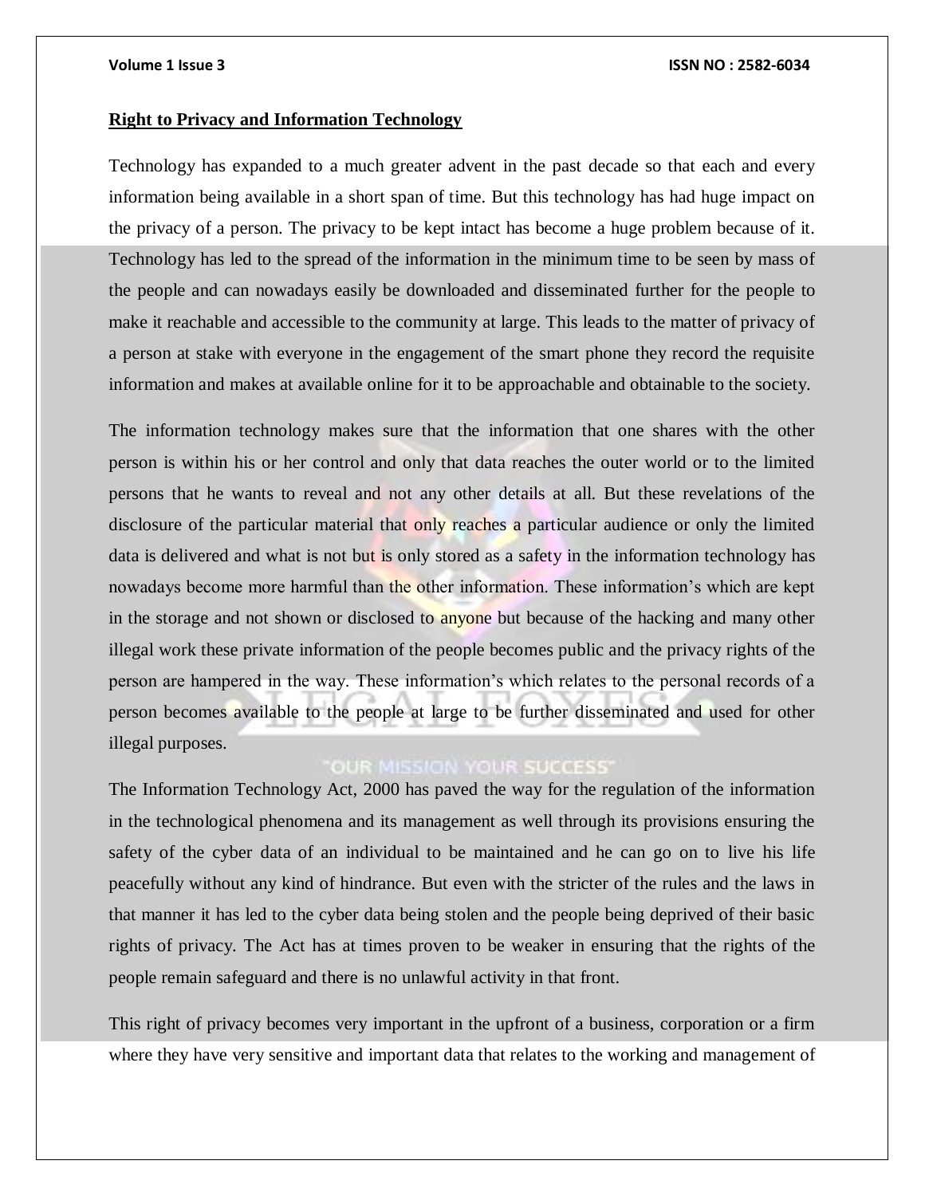**Right to Privacy and Information Technology**

Technology has expanded to a much greater advent in the past decade so that each and every information being available in a short span of time. But this technology has had huge impact on the privacy of a person. The privacy to be kept intact has become a huge problem because of it. Technology has led to the spread of the information in the minimum time to be seen by mass of the people and can nowadays easily be downloaded and disseminated further for the people to make it reachable and accessible to the community at large. This leads to the matter of privacy of a person at stake with everyone in the engagement of the smart phone they record the requisite information and makes at available online for it to be approachable and obtainable to the society.

The information technology makes sure that the information that one shares with the other person is within his or her control and only that data reaches the outer world or to the limited persons that he wants to reveal and not any other details at all. But these revelations of the disclosure of the particular material that only reaches a particular audience or only the limited data is delivered and what is not but is only stored as a safety in the information technology has nowadays become more harmful than the other information. These information's which are kept in the storage and not shown or disclosed to anyone but because of the hacking and many other illegal work these private information of the people becomes public and the privacy rights of the person are hampered in the way. These information's which relates to the personal records of a person becomes available to the people at large to be further disseminated and used for other illegal purposes.

The Information Technology Act, 2000 has paved the way for the regulation of the information in the technological phenomena and its management as well through its provisions ensuring the safety of the cyber data of an individual to be maintained and he can go on to live his life peacefully without any kind of hindrance. But even with the stricter of the rules and the laws in that manner it has led to the cyber data being stolen and the people being deprived of their basic rights of privacy. The Act has at times proven to be weaker in ensuring that the rights of the people remain safeguard and there is no unlawful activity in that front.

This right of privacy becomes very important in the upfront of a business, corporation or a firm where they have very sensitive and important data that relates to the working and management of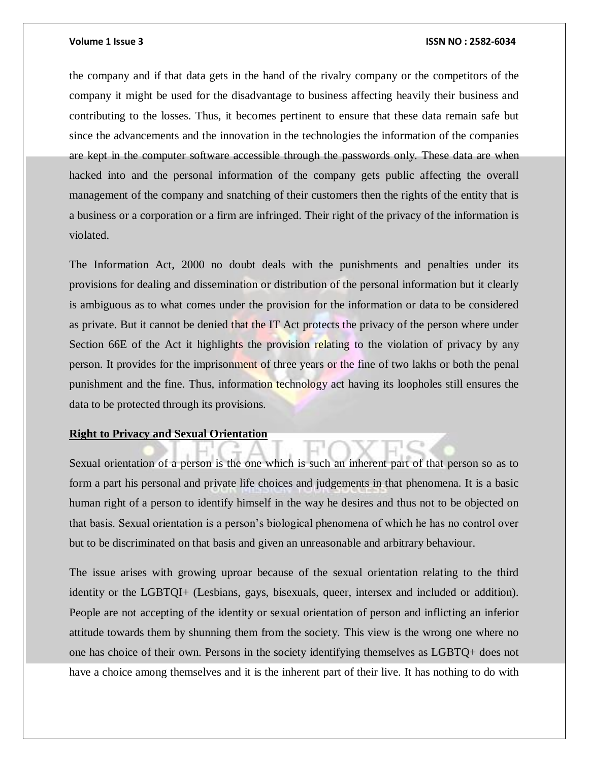the company and if that data gets in the hand of the rivalry company or the competitors of the company it might be used for the disadvantage to business affecting heavily their business and contributing to the losses. Thus, it becomes pertinent to ensure that these data remain safe but since the advancements and the innovation in the technologies the information of the companies are kept in the computer software accessible through the passwords only. These data are when hacked into and the personal information of the company gets public affecting the overall management of the company and snatching of their customers then the rights of the entity that is a business or a corporation or a firm are infringed. Their right of the privacy of the information is violated.

The Information Act, 2000 no doubt deals with the punishments and penalties under its provisions for dealing and dissemination or distribution of the personal information but it clearly is ambiguous as to what comes under the provision for the information or data to be considered as private. But it cannot be denied that the IT Act protects the privacy of the person where under Section 66E of the Act it highlights the provision relating to the violation of privacy by any person. It provides for the imprisonment of three years or the fine of two lakhs or both the penal punishment and the fine. Thus, information technology act having its loopholes still ensures the data to be protected through its provisions.

**Right to Privacy and Sexual Orientation**

Sexual orientation of a person is the one which is such an inherent part of that person so as to form a part his personal and private life choices and judgements in that phenomena. It is a basic human right of a person to identify himself in the way he desires and thus not to be objected on that basis. Sexual orientation is a person's biological phenomena of which he has no control over but to be discriminated on that basis and given an unreasonable and arbitrary behaviour.

The issue arises with growing uproar because of the sexual orientation relating to the third identity or the LGBTQI+ (Lesbians, gays, bisexuals, queer, intersex and included or addition). People are not accepting of the identity or sexual orientation of person and inflicting an inferior attitude towards them by shunning them from the society. This view is the wrong one where no one has choice of their own. Persons in the society identifying themselves as LGBTQ+ does not have a choice among themselves and it is the inherent part of their live. It has nothing to do with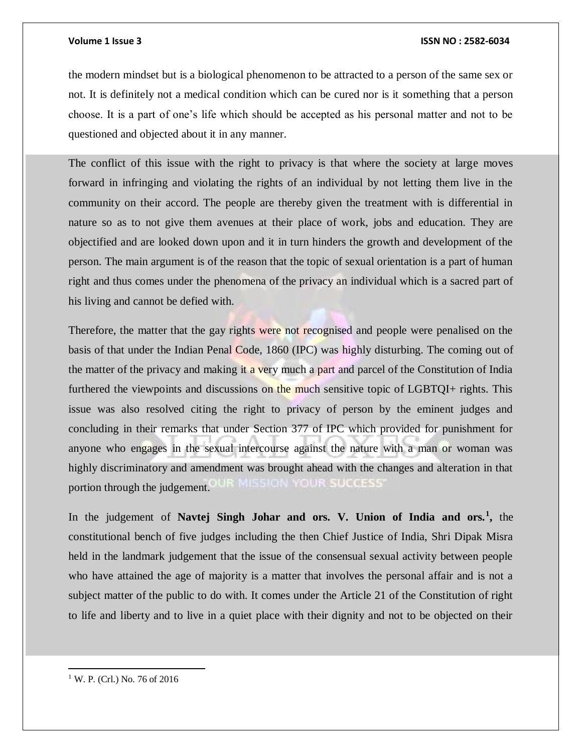the modern mindset but is a biological phenomenon to be attracted to a person of the same sex or not. It is definitely not a medical condition which can be cured nor is it something that a person choose. It is a part of one's life which should be accepted as his personal matter and not to be questioned and objected about it in any manner.

The conflict of this issue with the right to privacy is that where the society at large moves forward in infringing and violating the rights of an individual by not letting them live in the community on their accord. The people are thereby given the treatment with is differential in nature so as to not give them avenues at their place of work, jobs and education. They are objectified and are looked down upon and it in turn hinders the growth and development of the person. The main argument is of the reason that the topic of sexual orientation is a part of human right and thus comes under the phenomena of the privacy an individual which is a sacred part of his living and cannot be defied with.

Therefore, the matter that the gay rights were not recognised and people were penalised on the basis of that under the Indian Penal Code, 1860 (IPC) was highly disturbing. The coming out of the matter of the privacy and making it a very much a part and parcel of the Constitution of India furthered the viewpoints and discussions on the much sensitive topic of LGBTQI+ rights. This issue was also resolved citing the right to privacy of person by the eminent judges and concluding in their remarks that under Section 377 of IPC which provided for punishment for anyone who engages in the sexual intercourse against the nature with a man or woman was highly discriminatory and amendment was brought ahead with the changes and alteration in that portion through the judgement.

In the judgement of **Navtej Singh Johar and ors. V. Union of India and ors.**[1]**,** the constitutional bench of five judges including the then Chief Justice of India, Shri Dipak Misra held in the landmark judgement that the issue of the consensual sexual activity between people who have attained the age of majority is a matter that involves the personal affair and is not a subject matter of the public to do with. It comes under the Article 21 of the Constitution of right to life and liberty and to live in a quiet place with their dignity and not to be objected on their

---

[1] W. P. (Crl.) No. 76 of 2016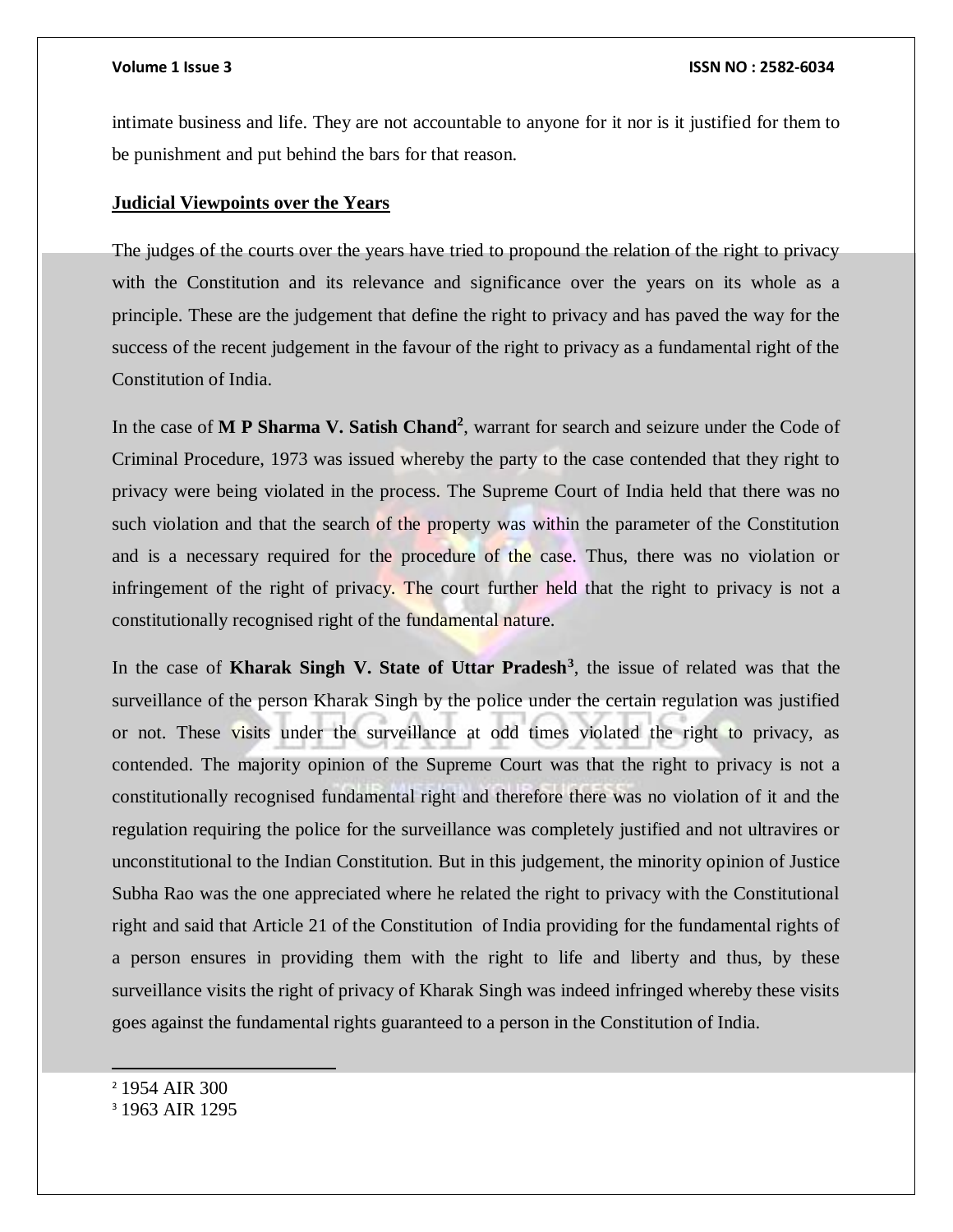intimate business and life. They are not accountable to anyone for it nor is it justified for them to be punishment and put behind the bars for that reason.

## Judicial Viewpoints over the Years

The judges of the courts over the years have tried to propound the relation of the right to privacy with the Constitution and its relevance and significance over the years on its whole as a principle. These are the judgement that define the right to privacy and has paved the way for the success of the recent judgement in the favour of the right to privacy as a fundamental right of the Constitution of India.

In the case of **M P Sharma V. Satish Chand**[2], warrant for search and seizure under the Code of Criminal Procedure, 1973 was issued whereby the party to the case contended that they right to privacy were being violated in the process. The Supreme Court of India held that there was no such violation and that the search of the property was within the parameter of the Constitution and is a necessary required for the procedure of the case. Thus, there was no violation or infringement of the right of privacy. The court further held that the right to privacy is not a constitutionally recognised right of the fundamental nature.

In the case of **Kharak Singh V. State of Uttar Pradesh**[3], the issue of related was that the surveillance of the person Kharak Singh by the police under the certain regulation was justified or not. These visits under the surveillance at odd times violated the right to privacy, as contended. The majority opinion of the Supreme Court was that the right to privacy is not a constitutionally recognised fundamental right and therefore there was no violation of it and the regulation requiring the police for the surveillance was completely justified and not ultravires or unconstitutional to the Indian Constitution. But in this judgement, the minority opinion of Justice Subha Rao was the one appreciated where he related the right to privacy with the Constitutional right and said that Article 21 of the Constitution of India providing for the fundamental rights of a person ensures in providing them with the right to life and liberty and thus, by these surveillance visits the right of privacy of Kharak Singh was indeed infringed whereby these visits goes against the fundamental rights guaranteed to a person in the Constitution of India.

---

[2] 1954 AIR 300

[3] 1963 AIR 1295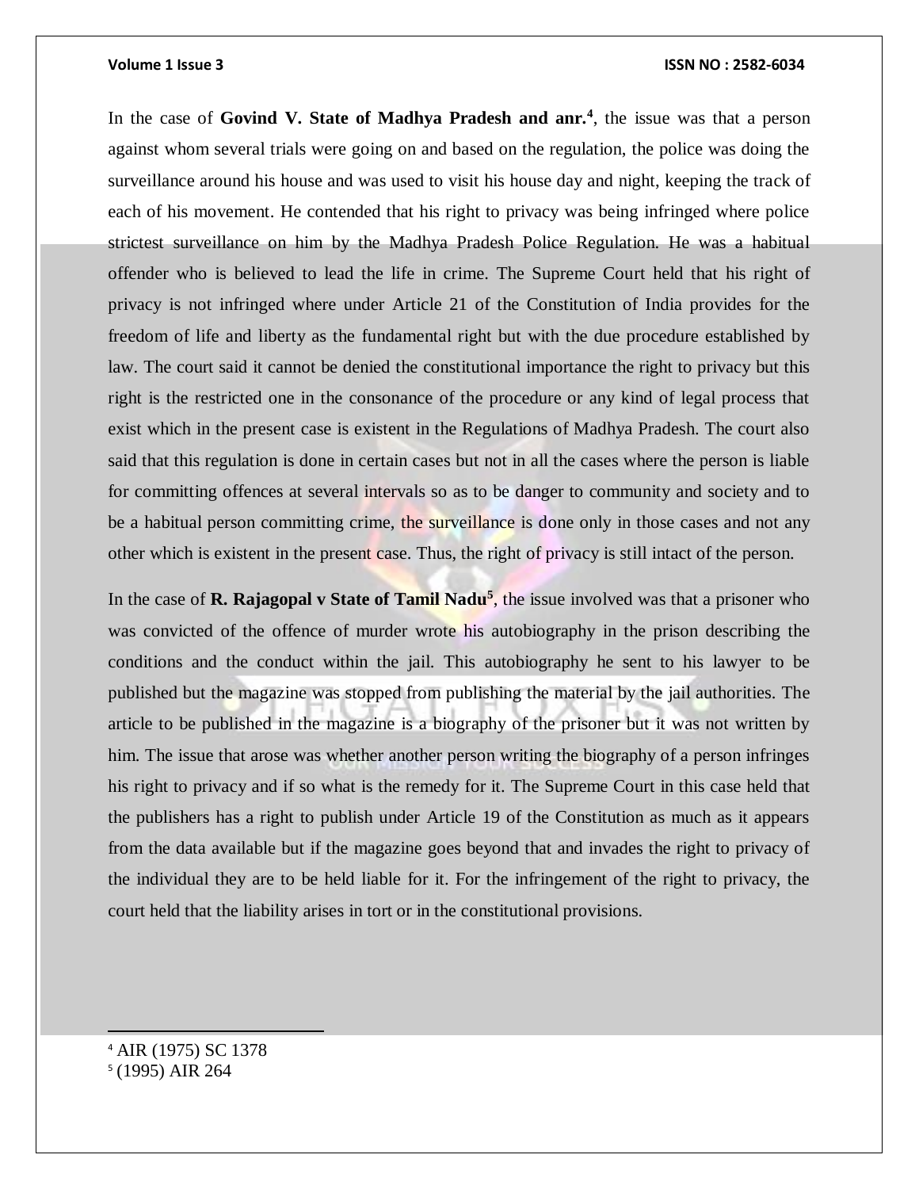In the case of **Govind V. State of Madhya Pradesh and anr.**[4], the issue was that a person against whom several trials were going on and based on the regulation, the police was doing the surveillance around his house and was used to visit his house day and night, keeping the track of each of his movement. He contended that his right to privacy was being infringed where police strictest surveillance on him by the Madhya Pradesh Police Regulation. He was a habitual offender who is believed to lead the life in crime. The Supreme Court held that his right of privacy is not infringed where under Article 21 of the Constitution of India provides for the freedom of life and liberty as the fundamental right but with the due procedure established by law. The court said it cannot be denied the constitutional importance the right to privacy but this right is the restricted one in the consonance of the procedure or any kind of legal process that exist which in the present case is existent in the Regulations of Madhya Pradesh. The court also said that this regulation is done in certain cases but not in all the cases where the person is liable for committing offences at several intervals so as to be danger to community and society and to be a habitual person committing crime, the surveillance is done only in those cases and not any other which is existent in the present case. Thus, the right of privacy is still intact of the person.

In the case of **R. Rajagopal v State of Tamil Nadu**[5], the issue involved was that a prisoner who was convicted of the offence of murder wrote his autobiography in the prison describing the conditions and the conduct within the jail. This autobiography he sent to his lawyer to be published but the magazine was stopped from publishing the material by the jail authorities. The article to be published in the magazine is a biography of the prisoner but it was not written by him. The issue that arose was whether another person writing the biography of a person infringes his right to privacy and if so what is the remedy for it. The Supreme Court in this case held that the publishers has a right to publish under Article 19 of the Constitution as much as it appears from the data available but if the magazine goes beyond that and invades the right to privacy of the individual they are to be held liable for it. For the infringement of the right to privacy, the court held that the liability arises in tort or in the constitutional provisions.

---

[4] AIR (1975) SC 1378

[5] (1995) AIR 264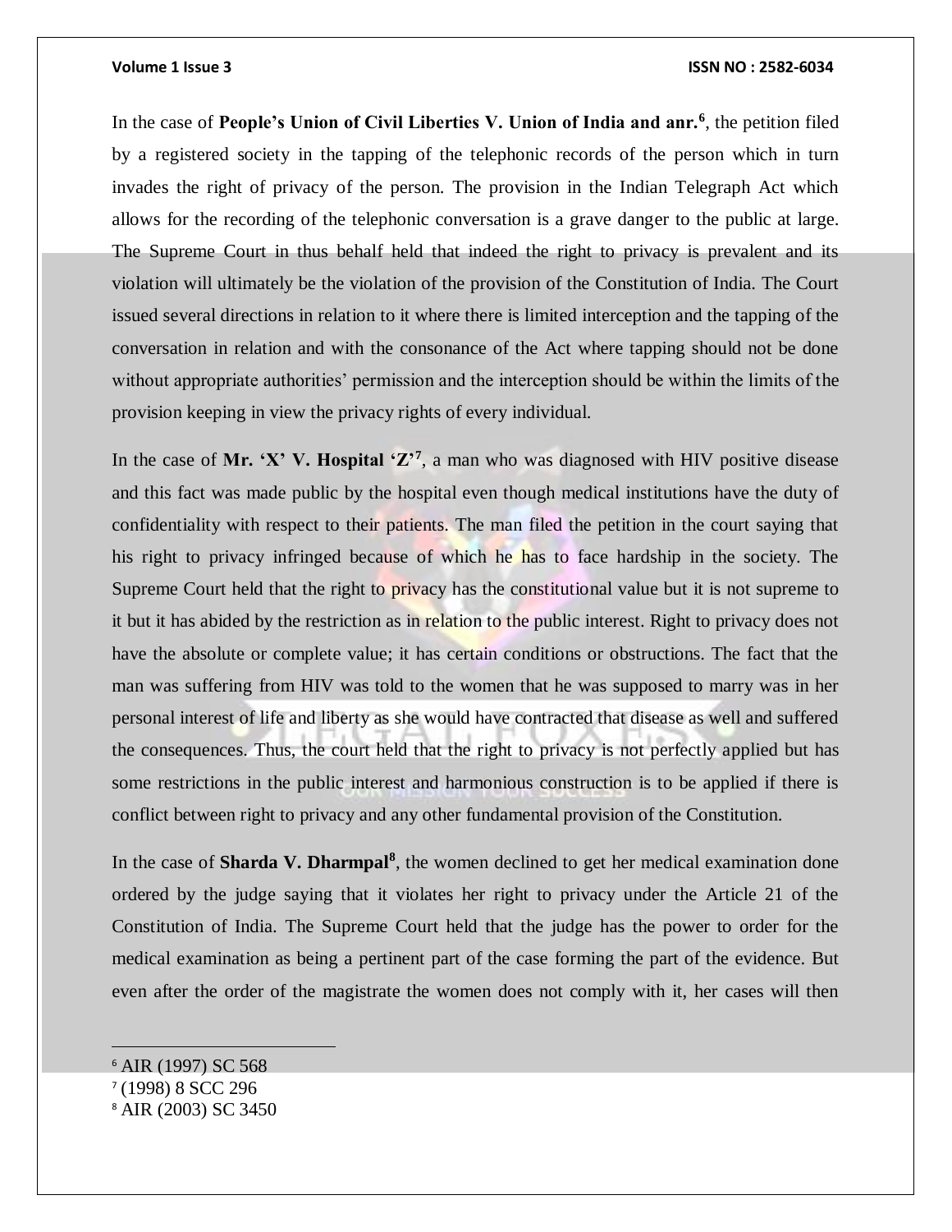In the case of **People's Union of Civil Liberties V. Union of India and anr.**[6], the petition filed by a registered society in the tapping of the telephonic records of the person which in turn invades the right of privacy of the person. The provision in the Indian Telegraph Act which allows for the recording of the telephonic conversation is a grave danger to the public at large. The Supreme Court in thus behalf held that indeed the right to privacy is prevalent and its violation will ultimately be the violation of the provision of the Constitution of India. The Court issued several directions in relation to it where there is limited interception and the tapping of the conversation in relation and with the consonance of the Act where tapping should not be done without appropriate authorities' permission and the interception should be within the limits of the provision keeping in view the privacy rights of every individual.

In the case of **Mr. 'X' V. Hospital 'Z'**[7], a man who was diagnosed with HIV positive disease and this fact was made public by the hospital even though medical institutions have the duty of confidentiality with respect to their patients. The man filed the petition in the court saying that his right to privacy infringed because of which he has to face hardship in the society. The Supreme Court held that the right to privacy has the constitutional value but it is not supreme to it but it has abided by the restriction as in relation to the public interest. Right to privacy does not have the absolute or complete value; it has certain conditions or obstructions. The fact that the man was suffering from HIV was told to the women that he was supposed to marry was in her personal interest of life and liberty as she would have contracted that disease as well and suffered the consequences. Thus, the court held that the right to privacy is not perfectly applied but has some restrictions in the public interest and harmonious construction is to be applied if there is conflict between right to privacy and any other fundamental provision of the Constitution.

In the case of **Sharda V. Dharmpal**[8], the women declined to get her medical examination done ordered by the judge saying that it violates her right to privacy under the Article 21 of the Constitution of India. The Supreme Court held that the judge has the power to order for the medical examination as being a pertinent part of the case forming the part of the evidence. But even after the order of the magistrate the women does not comply with it, her cases will then

[6] AIR (1997) SC 568

[7] (1998) 8 SCC 296

[8] AIR (2003) SC 3450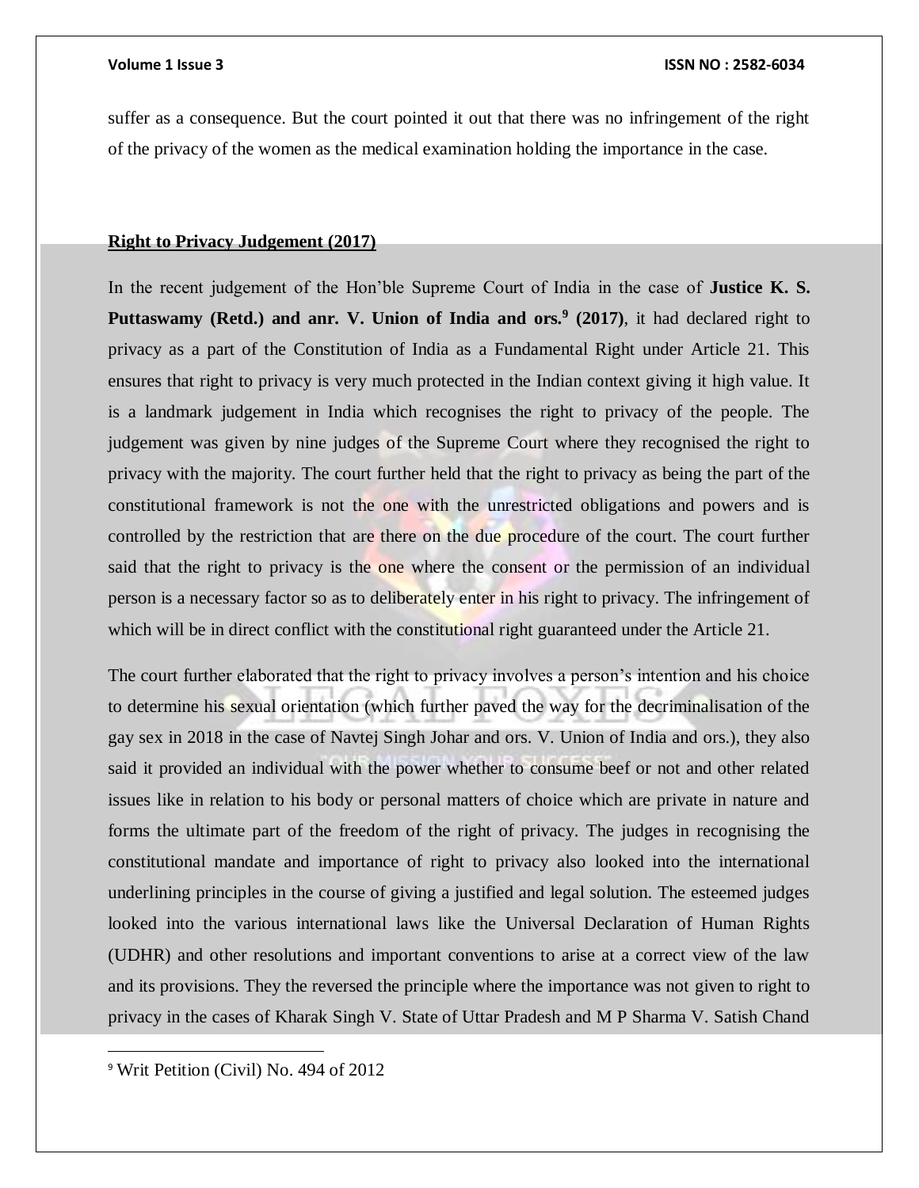suffer as a consequence. But the court pointed it out that there was no infringement of the right of the privacy of the women as the medical examination holding the importance in the case.

**Right to Privacy Judgement (2017)**

In the recent judgement of the Hon'ble Supreme Court of India in the case of **Justice K. S. Puttaswamy (Retd.) and anr. V. Union of India and ors.**[9] **(2017)**, it had declared right to privacy as a part of the Constitution of India as a Fundamental Right under Article 21. This ensures that right to privacy is very much protected in the Indian context giving it high value. It is a landmark judgement in India which recognises the right to privacy of the people. The judgement was given by nine judges of the Supreme Court where they recognised the right to privacy with the majority. The court further held that the right to privacy as being the part of the constitutional framework is not the one with the unrestricted obligations and powers and is controlled by the restriction that are there on the due procedure of the court. The court further said that the right to privacy is the one where the consent or the permission of an individual person is a necessary factor so as to deliberately enter in his right to privacy. The infringement of which will be in direct conflict with the constitutional right guaranteed under the Article 21.

The court further elaborated that the right to privacy involves a person's intention and his choice to determine his sexual orientation (which further paved the way for the decriminalisation of the gay sex in 2018 in the case of Navtej Singh Johar and ors. V. Union of India and ors.), they also said it provided an individual with the power whether to consume beef or not and other related issues like in relation to his body or personal matters of choice which are private in nature and forms the ultimate part of the freedom of the right of privacy. The judges in recognising the constitutional mandate and importance of right to privacy also looked into the international underlining principles in the course of giving a justified and legal solution. The esteemed judges looked into the various international laws like the Universal Declaration of Human Rights (UDHR) and other resolutions and important conventions to arise at a correct view of the law and its provisions. They the reversed the principle where the importance was not given to right to privacy in the cases of Kharak Singh V. State of Uttar Pradesh and M P Sharma V. Satish Chand

[9] Writ Petition (Civil) No. 494 of 2012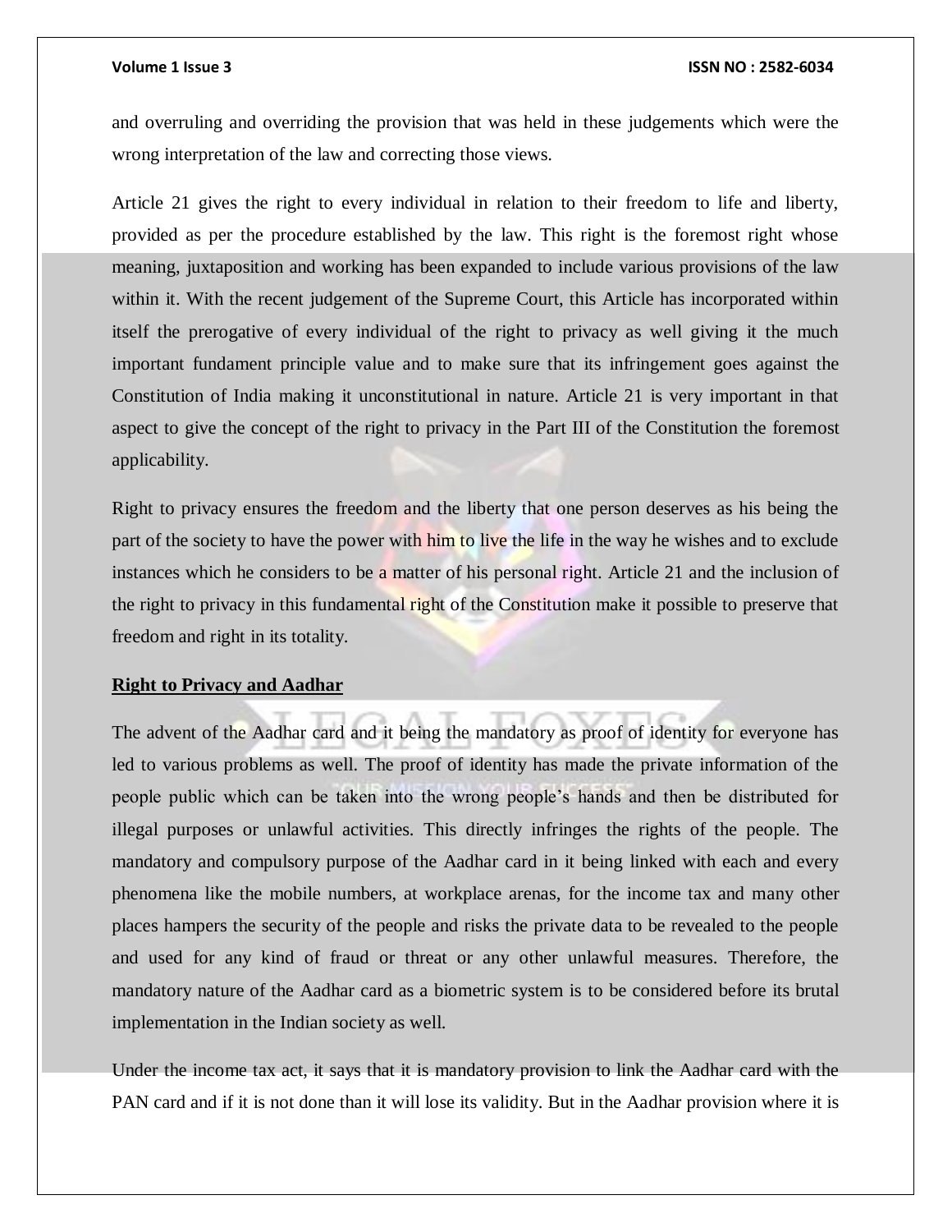and overruling and overriding the provision that was held in these judgements which were the wrong interpretation of the law and correcting those views.

Article 21 gives the right to every individual in relation to their freedom to life and liberty, provided as per the procedure established by the law. This right is the foremost right whose meaning, juxtaposition and working has been expanded to include various provisions of the law within it. With the recent judgement of the Supreme Court, this Article has incorporated within itself the prerogative of every individual of the right to privacy as well giving it the much important fundament principle value and to make sure that its infringement goes against the Constitution of India making it unconstitutional in nature. Article 21 is very important in that aspect to give the concept of the right to privacy in the Part III of the Constitution the foremost applicability.

Right to privacy ensures the freedom and the liberty that one person deserves as his being the part of the society to have the power with him to live the life in the way he wishes and to exclude instances which he considers to be a matter of his personal right. Article 21 and the inclusion of the right to privacy in this fundamental right of the Constitution make it possible to preserve that freedom and right in its totality.

**Right to Privacy and Aadhar**

The advent of the Aadhar card and it being the mandatory as proof of identity for everyone has led to various problems as well. The proof of identity has made the private information of the people public which can be taken into the wrong people's hands and then be distributed for illegal purposes or unlawful activities. This directly infringes the rights of the people. The mandatory and compulsory purpose of the Aadhar card in it being linked with each and every phenomena like the mobile numbers, at workplace arenas, for the income tax and many other places hampers the security of the people and risks the private data to be revealed to the people and used for any kind of fraud or threat or any other unlawful measures. Therefore, the mandatory nature of the Aadhar card as a biometric system is to be considered before its brutal implementation in the Indian society as well.

Under the income tax act, it says that it is mandatory provision to link the Aadhar card with the PAN card and if it is not done than it will lose its validity. But in the Aadhar provision where it is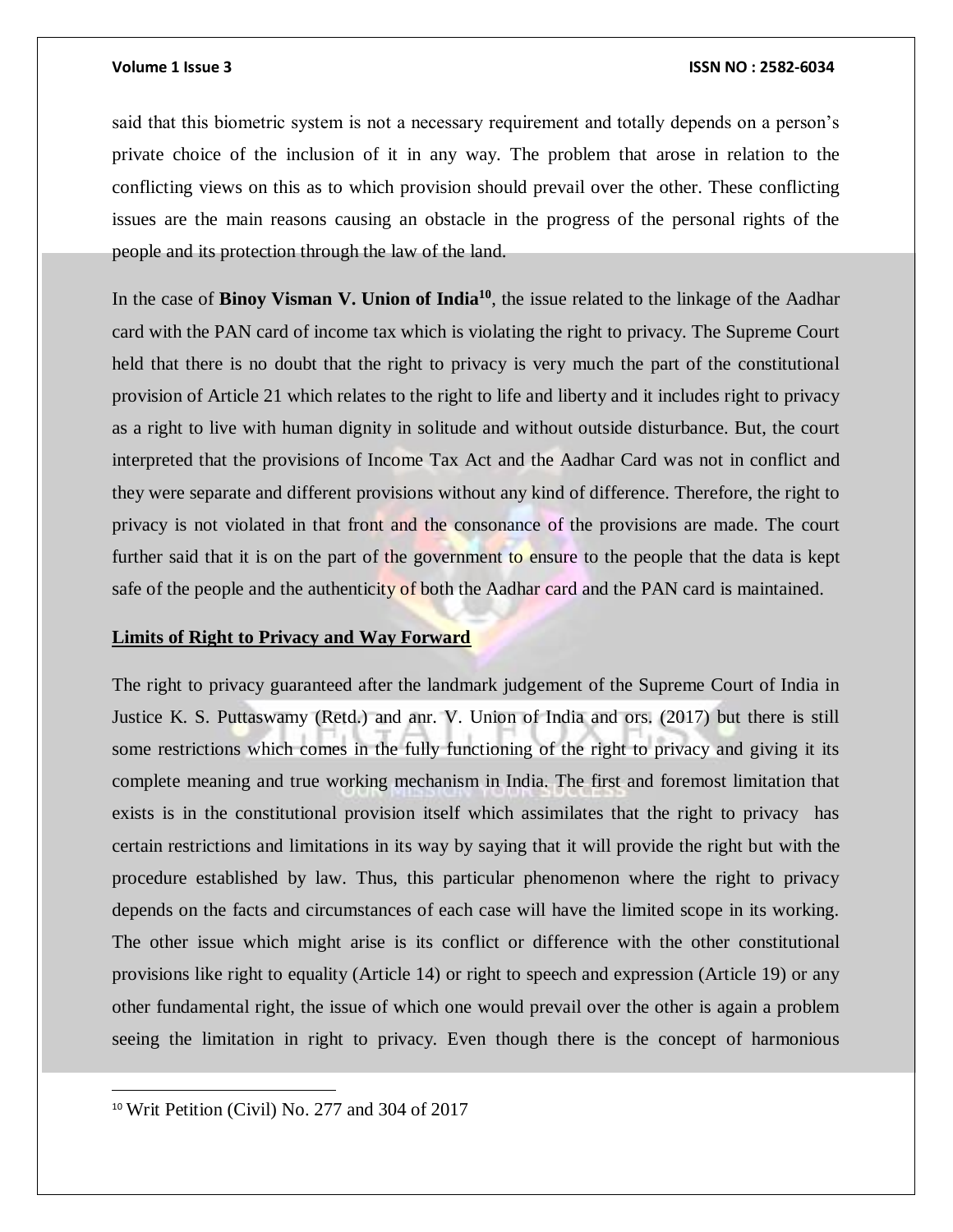said that this biometric system is not a necessary requirement and totally depends on a person's private choice of the inclusion of it in any way. The problem that arose in relation to the conflicting views on this as to which provision should prevail over the other. These conflicting issues are the main reasons causing an obstacle in the progress of the personal rights of the people and its protection through the law of the land.

In the case of **Binoy Visman V. Union of India**[10], the issue related to the linkage of the Aadhar card with the PAN card of income tax which is violating the right to privacy. The Supreme Court held that there is no doubt that the right to privacy is very much the part of the constitutional provision of Article 21 which relates to the right to life and liberty and it includes right to privacy as a right to live with human dignity in solitude and without outside disturbance. But, the court interpreted that the provisions of Income Tax Act and the Aadhar Card was not in conflict and they were separate and different provisions without any kind of difference. Therefore, the right to privacy is not violated in that front and the consonance of the provisions are made. The court further said that it is on the part of the government to ensure to the people that the data is kept safe of the people and the authenticity of both the Aadhar card and the PAN card is maintained.

## Limits of Right to Privacy and Way Forward

The right to privacy guaranteed after the landmark judgement of the Supreme Court of India in Justice K. S. Puttaswamy (Retd.) and anr. V. Union of India and ors. (2017) but there is still some restrictions which comes in the fully functioning of the right to privacy and giving it its complete meaning and true working mechanism in India. The first and foremost limitation that exists is in the constitutional provision itself which assimilates that the right to privacy has certain restrictions and limitations in its way by saying that it will provide the right but with the procedure established by law. Thus, this particular phenomenon where the right to privacy depends on the facts and circumstances of each case will have the limited scope in its working. The other issue which might arise is its conflict or difference with the other constitutional provisions like right to equality (Article 14) or right to speech and expression (Article 19) or any other fundamental right, the issue of which one would prevail over the other is again a problem seeing the limitation in right to privacy. Even though there is the concept of harmonious

---

[10] Writ Petition (Civil) No. 277 and 304 of 2017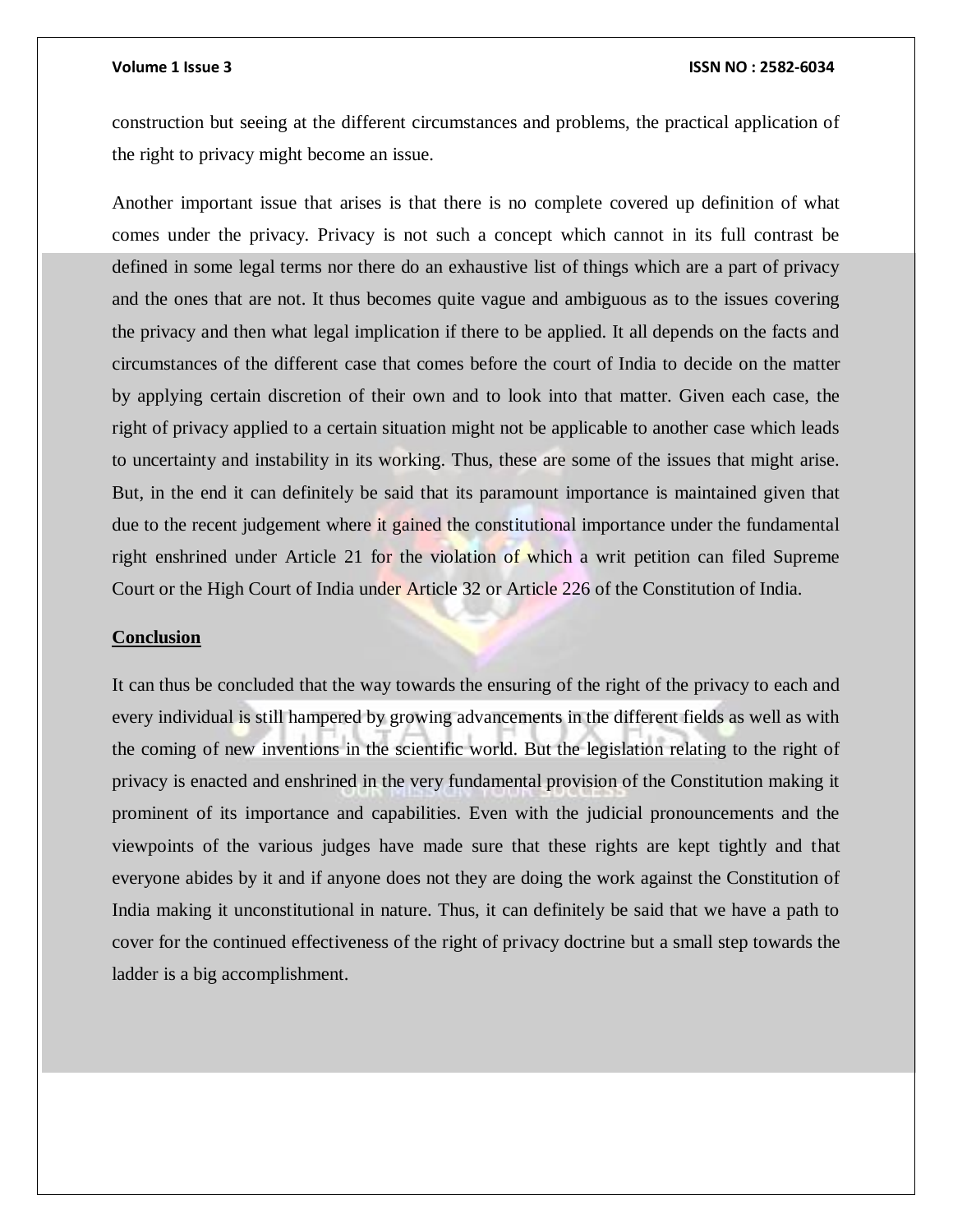construction but seeing at the different circumstances and problems, the practical application of the right to privacy might become an issue.

Another important issue that arises is that there is no complete covered up definition of what comes under the privacy. Privacy is not such a concept which cannot in its full contrast be defined in some legal terms nor there do an exhaustive list of things which are a part of privacy and the ones that are not. It thus becomes quite vague and ambiguous as to the issues covering the privacy and then what legal implication if there to be applied. It all depends on the facts and circumstances of the different case that comes before the court of India to decide on the matter by applying certain discretion of their own and to look into that matter. Given each case, the right of privacy applied to a certain situation might not be applicable to another case which leads to uncertainty and instability in its working. Thus, these are some of the issues that might arise. But, in the end it can definitely be said that its paramount importance is maintained given that due to the recent judgement where it gained the constitutional importance under the fundamental right enshrined under Article 21 for the violation of which a writ petition can filed Supreme Court or the High Court of India under Article 32 or Article 226 of the Constitution of India.

## Conclusion

It can thus be concluded that the way towards the ensuring of the right of the privacy to each and every individual is still hampered by growing advancements in the different fields as well as with the coming of new inventions in the scientific world. But the legislation relating to the right of privacy is enacted and enshrined in the very fundamental provision of the Constitution making it prominent of its importance and capabilities. Even with the judicial pronouncements and the viewpoints of the various judges have made sure that these rights are kept tightly and that everyone abides by it and if anyone does not they are doing the work against the Constitution of India making it unconstitutional in nature. Thus, it can definitely be said that we have a path to cover for the continued effectiveness of the right of privacy doctrine but a small step towards the ladder is a big accomplishment.